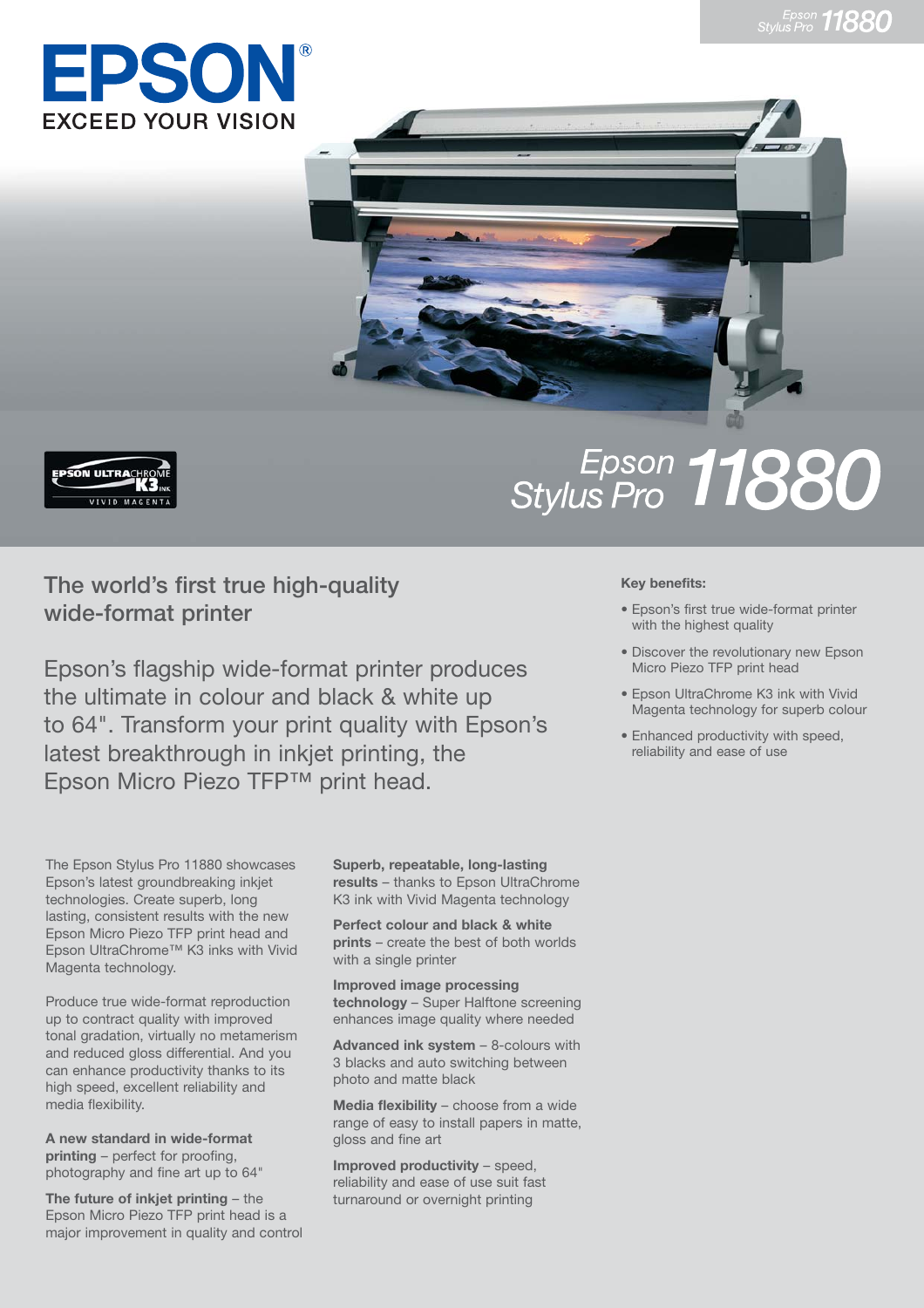# EPSON

EXCEED YOUR VISION

EPSON ULTRACHROME K3 INK VIVID MAGENTA

# Epson Stylus Pro 11880

## The world's first true high-quality wide-format printer

Epson's flagship wide-format printer produces the ultimate in colour and black & white up to 64". Transform your print quality with Epson's latest breakthrough in inkjet printing, the Epson Micro Piezo TFP™ print head.

**Key benefits:**

- Epson's first true wide-format printer with the highest quality
- Discover the revolutionary new Epson Micro Piezo TFP print head
- Epson UltraChrome K3 ink with Vivid Magenta technology for superb colour
- Enhanced productivity with speed, reliability and ease of use

The Epson Stylus Pro 11880 showcases Epson's latest groundbreaking inkjet technologies. Create superb, long lasting, consistent results with the new Epson Micro Piezo TFP print head and Epson UltraChrome™ K3 inks with Vivid Magenta technology.

Produce true wide-format reproduction up to contract quality with improved tonal gradation, virtually no metamerism and reduced gloss differential. And you can enhance productivity thanks to its high speed, excellent reliability and media flexibility.

**A new standard in wide-format printing** – perfect for proofing, photography and fine art up to 64"

**The future of inkjet printing** – the Epson Micro Piezo TFP print head is a major improvement in quality and control

**Superb, repeatable, long-lasting results** – thanks to Epson UltraChrome K3 ink with Vivid Magenta technology

**Perfect colour and black & white prints** – create the best of both worlds with a single printer

**Improved image processing technology** – Super Halftone screening enhances image quality where needed

**Advanced ink system** – 8-colours with 3 blacks and auto switching between photo and matte black

**Media flexibility** – choose from a wide range of easy to install papers in matte, gloss and fine art

**Improved productivity** – speed, reliability and ease of use suit fast turnaround or overnight printing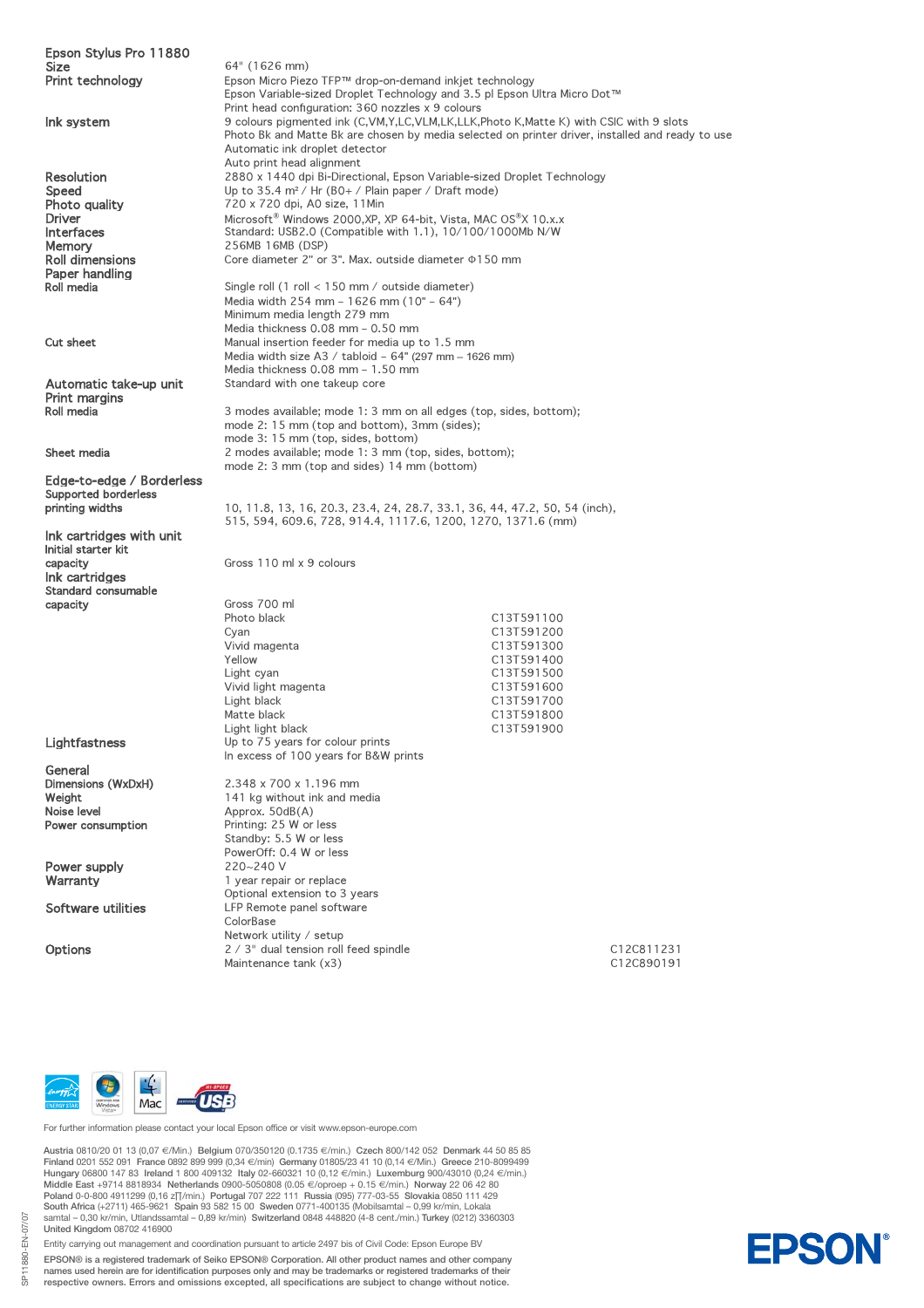| | | |
|---|---|---|
| **Epson Stylus Pro 11880** | | |
| **Size** | 64" (1626 mm) | |
| **Print technology** | Epson Micro Piezo TFP™ drop-on-demand inkjet technology<br>Epson Variable-sized Droplet Technology and 3.5 pl Epson Ultra Micro Dot™<br>Print head configuration: 360 nozzles x 9 colours | |
| **Ink system** | 9 colours pigmented ink (C,VM,Y,LC,VLM,LK,LLK,Photo K,Matte K) with CSIC with 9 slots<br>Photo Bk and Matte Bk are chosen by media selected on printer driver, installed and ready to use<br>Automatic ink droplet detector<br>Auto print head alignment | |
| **Resolution** | 2880 x 1440 dpi Bi-Directional, Epson Variable-sized Droplet Technology | |
| **Speed** | Up to 35.4 m² / Hr (B0+ / Plain paper / Draft mode) | |
| **Photo quality** | 720 x 720 dpi, A0 size, 11Min | |
| **Driver** | Microsoft® Windows 2000,XP, XP 64-bit, Vista, MAC OS®X 10.x.x | |
| **Interfaces** | Standard: USB2.0 (Compatible with 1.1), 10/100/1000Mb N/W | |
| **Memory** | 256MB 16MB (DSP) | |
| **Roll dimensions** | Core diameter 2" or 3". Max. outside diameter Φ150 mm | |
| **Paper handling** | | |
| Roll media | Single roll (1 roll < 150 mm / outside diameter)<br>Media width 254 mm – 1626 mm (10" – 64")<br>Minimum media length 279 mm<br>Media thickness 0.08 mm – 0.50 mm | |
| Cut sheet | Manual insertion feeder for media up to 1.5 mm<br>Media width size A3 / tabloid – 64" (297 mm – 1626 mm)<br>Media thickness 0.08 mm – 1.50 mm | |
| **Automatic take-up unit** | Standard with one takeup core | |
| **Print margins** | | |
| Roll media | 3 modes available; mode 1: 3 mm on all edges (top, sides, bottom);<br>mode 2: 15 mm (top and bottom), 3mm (sides);<br>mode 3: 15 mm (top, sides, bottom) | |
| Sheet media | 2 modes available; mode 1: 3 mm (top, sides, bottom);<br>mode 2: 3 mm (top and sides) 14 mm (bottom) | |
| **Edge-to-edge / Borderless** | | |
| Supported borderless printing widths | 10, 11.8, 13, 16, 20.3, 23.4, 24, 28.7, 33.1, 36, 44, 47.2, 50, 54 (inch),<br>515, 594, 609.6, 728, 914.4, 1117.6, 1200, 1270, 1371.6 (mm) | |
| **Ink cartridges with unit** | | |
| Initial starter kit capacity | Gross 110 ml x 9 colours | |
| **Ink cartridges** | | |
| Standard consumable capacity | Gross 700 ml | |
| | Photo black | C13T591100 |
| | Cyan | C13T591200 |
| | Vivid magenta | C13T591300 |
| | Yellow | C13T591400 |
| | Light cyan | C13T591500 |
| | Vivid light magenta | C13T591600 |
| | Light black | C13T591700 |
| | Matte black | C13T591800 |
| | Light light black | C13T591900 |
| **Lightfastness** | Up to 75 years for colour prints<br>In excess of 100 years for B&W prints | |
| **General** | | |
| Dimensions (WxDxH) | 2.348 x 700 x 1.196 mm | |
| Weight | 141 kg without ink and media | |
| Noise level | Approx. 50dB(A) | |
| Power consumption | Printing: 25 W or less<br>Standby: 5.5 W or less<br>PowerOff: 0.4 W or less | |
| **Power supply** | 220~240 V | |
| **Warranty** | 1 year repair or replace<br>Optional extension to 3 years | |
| **Software utilities** | LFP Remote panel software<br>ColorBase<br>Network utility / setup | |
| **Options** | 2 / 3" dual tension roll feed spindle | C12C811231 |
| | Maintenance tank (x3) | C12C890191 |

For further information please contact your local Epson office or visit www.epson-europe.com

**Austria** 0810/20 01 13 (0,07 €/Min.) **Belgium** 070/350120 (0.1735 €/min.) **Czech** 800/142 052 **Denmark** 44 50 85 85 **Finland** 0201 552 091 **France** 0892 899 999 (0,34 €/min) **Germany** 01805/23 41 10 (0,14 €/Min.) **Greece** 210-8099499 **Hungary** 06800 147 83 **Ireland** 1 800 409132 **Italy** 02-660321 10 (0,12 €/min.) **Luxemburg** 900/43010 (0,24 €/min.) **Middle East** +9714 8818934 **Netherlands** 0900-5050808 (0.05 €/oproep + 0.15 €/min.) **Norway** 22 06 42 80 **Poland** 0-0-800 4911299 (0,16 zł/min.) **Portugal** 707 222 111 **Russia** (095) 777-03-55 **Slovakia** 0850 111 429 **South Africa** (+2711) 465-9621 **Spain** 93 582 15 00 **Sweden** 0771-400135 (Mobilsamtal – 0,99 kr/min, Lokala samtal – 0,30 kr/min, Utlandssamtal – 0,89 kr/min) **Switzerland** 0848 448820 (4-8 cent./min.) **Turkey** (0212) 3360303 **United Kingdom** 08702 416900

Entity carrying out management and coordination pursuant to article 2497 bis of Civil Code: Epson Europe BV

EPSON® is a registered trademark of Seiko EPSON® Corporation. All other product names and other company names used herein are for identification purposes only and may be trademarks or registered trademarks of their respective owners. Errors and omissions excepted, all specifications are subject to change without notice.

SP11880-EN-07/07

EPSON®